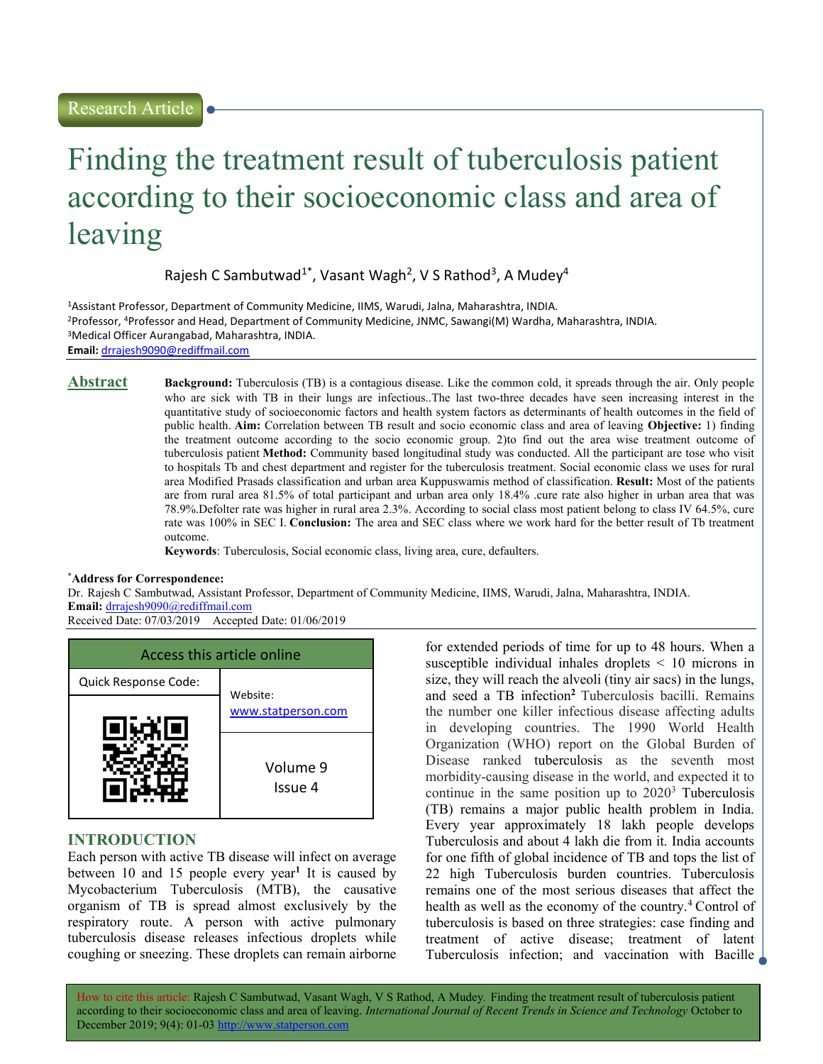Research Article

# Finding the treatment result of tuberculosis patient according to their socioeconomic class and area of leaving

Rajesh C Sambutwad[1*], Vasant Wagh[2], V S Rathod[3], A Mudey[4]

[1]Assistant Professor, Department of Community Medicine, IIMS, Warudi, Jalna, Maharashtra, INDIA.
[2]Professor, [4]Professor and Head, Department of Community Medicine, JNMC, Sawangi(M) Wardha, Maharashtra, INDIA.
[3]Medical Officer Aurangabad, Maharashtra, INDIA.
**Email:** drrajesh9090@rediffmail.com

## Abstract

**Background:** Tuberculosis (TB) is a contagious disease. Like the common cold, it spreads through the air. Only people who are sick with TB in their lungs are infectious..The last two-three decades have seen increasing interest in the quantitative study of socioeconomic factors and health system factors as determinants of health outcomes in the field of public health. **Aim:** Correlation between TB result and socio economic class and area of leaving **Objective:** 1) finding the treatment outcome according to the socio economic group. 2)to find out the area wise treatment outcome of tuberculosis patient **Method:** Community based longitudinal study was conducted. All the participant are tose who visit to hospitals Tb and chest department and register for the tuberculosis treatment. Social economic class we uses for rural area Modified Prasads classification and urban area Kuppuswamis method of classification. **Result:** Most of the patients are from rural area 81.5% of total participant and urban area only 18.4% .cure rate also higher in urban area that was 78.9%.Defolter rate was higher in rural area 2.3%. According to social class most patient belong to class IV 64.5%, cure rate was 100% in SEC I. **Conclusion:** The area and SEC class where we work hard for the better result of Tb treatment outcome.

**Keywords**: Tuberculosis, Social economic class, living area, cure, defaulters.

**\*Address for Correspondence:**
Dr. Rajesh C Sambutwad, Assistant Professor, Department of Community Medicine, IIMS, Warudi, Jalna, Maharashtra, INDIA.
**Email:** drrajesh9090@rediffmail.com
Received Date: 07/03/2019 Accepted Date: 01/06/2019

| Access this article online | |
|---|---|
| Quick Response Code: | Website: www.statperson.com |
| | Volume 9 Issue 4 |

## INTRODUCTION

Each person with active TB disease will infect on average between 10 and 15 people every year[1] It is caused by Mycobacterium Tuberculosis (MTB), the causative organism of TB is spread almost exclusively by the respiratory route. A person with active pulmonary tuberculosis disease releases infectious droplets while coughing or sneezing. These droplets can remain airborne for extended periods of time for up to 48 hours. When a susceptible individual inhales droplets < 10 microns in size, they will reach the alveoli (tiny air sacs) in the lungs, and seed a TB infection[2] Tuberculosis bacilli. Remains the number one killer infectious disease affecting adults in developing countries. The 1990 World Health Organization (WHO) report on the Global Burden of Disease ranked tuberculosis as the seventh most morbidity-causing disease in the world, and expected it to continue in the same position up to 2020[3] Tuberculosis (TB) remains a major public health problem in India. Every year approximately 18 lakh people develops Tuberculosis and about 4 lakh die from it. India accounts for one fifth of global incidence of TB and tops the list of 22 high Tuberculosis burden countries. Tuberculosis remains one of the most serious diseases that affect the health as well as the economy of the country.[4] Control of tuberculosis is based on three strategies: case finding and treatment of active disease; treatment of latent Tuberculosis infection; and vaccination with Bacille

How to cite this article: Rajesh C Sambutwad, Vasant Wagh, V S Rathod, A Mudey. Finding the treatment result of tuberculosis patient according to their socioeconomic class and area of leaving. *International Journal of Recent Trends in Science and Technology* October to December 2019; 9(4): 01-03 http://www.statperson.com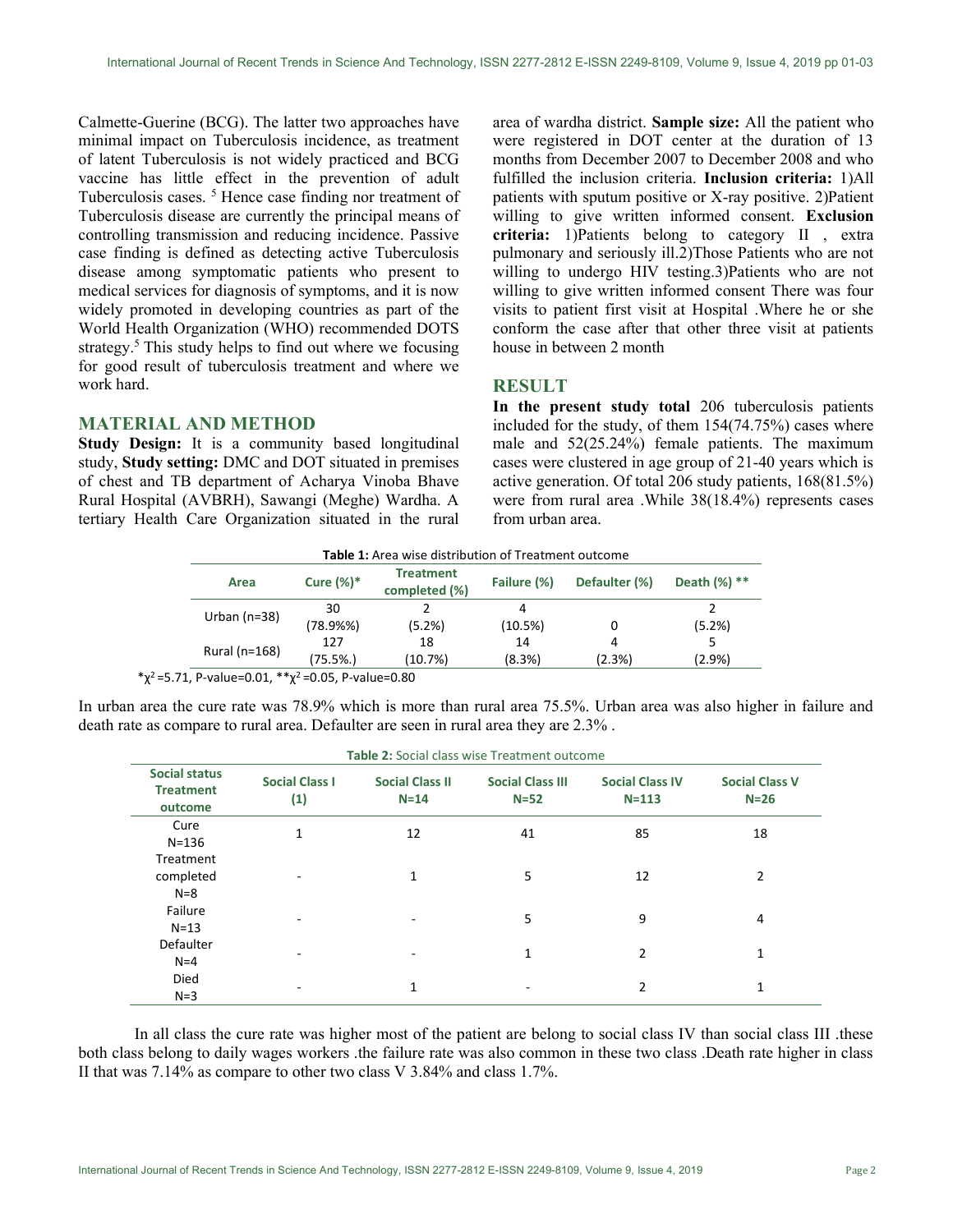Calmette-Guerine (BCG). The latter two approaches have minimal impact on Tuberculosis incidence, as treatment of latent Tuberculosis is not widely practiced and BCG vaccine has little effect in the prevention of adult Tuberculosis cases. [5] Hence case finding nor treatment of Tuberculosis disease are currently the principal means of controlling transmission and reducing incidence. Passive case finding is defined as detecting active Tuberculosis disease among symptomatic patients who present to medical services for diagnosis of symptoms, and it is now widely promoted in developing countries as part of the World Health Organization (WHO) recommended DOTS strategy.[5] This study helps to find out where we focusing for good result of tuberculosis treatment and where we work hard.

## MATERIAL AND METHOD

**Study Design:** It is a community based longitudinal study, **Study setting:** DMC and DOT situated in premises of chest and TB department of Acharya Vinoba Bhave Rural Hospital (AVBRH), Sawangi (Meghe) Wardha. A tertiary Health Care Organization situated in the rural area of wardha district. **Sample size:** All the patient who were registered in DOT center at the duration of 13 months from December 2007 to December 2008 and who fulfilled the inclusion criteria. **Inclusion criteria:** 1)All patients with sputum positive or X-ray positive. 2)Patient willing to give written informed consent. **Exclusion criteria:** 1)Patients belong to category II , extra pulmonary and seriously ill.2)Those Patients who are not willing to undergo HIV testing.3)Patients who are not willing to give written informed consent There was four visits to patient first visit at Hospital .Where he or she conform the case after that other three visit at patients house in between 2 month

## RESULT

**In the present study total** 206 tuberculosis patients included for the study, of them 154(74.75%) cases where male and 52(25.24%) female patients. The maximum cases were clustered in age group of 21-40 years which is active generation. Of total 206 study patients, 168(81.5%) were from rural area .While 38(18.4%) represents cases from urban area.

**Table 1:** Area wise distribution of Treatment outcome

| Area | Cure (%)* | Treatment completed (%) | Failure (%) | Defaulter (%) | Death (%) ** |
|---|---|---|---|---|---|
| Urban (n=38) | 30 (78.9%%) | 2 (5.2%) | 4 (10.5%) | 0 | 2 (5.2%) |
| Rural (n=168) | 127 (75.5%.) | 18 (10.7%) | 14 (8.3%) | 4 (2.3%) | 5 (2.9%) |

*$\chi^2$ =5.71, P-value=0.01, **$\chi^2$ =0.05, P-value=0.80

In urban area the cure rate was 78.9% which is more than rural area 75.5%. Urban area was also higher in failure and death rate as compare to rural area. Defaulter are seen in rural area they are 2.3% .

**Table 2:** Social class wise Treatment outcome

| Social status Treatment outcome | Social Class I (1) | Social Class II N=14 | Social Class III N=52 | Social Class IV N=113 | Social Class V N=26 |
|---|---|---|---|---|---|
| Cure N=136 | 1 | 12 | 41 | 85 | 18 |
| Treatment completed N=8 | - | 1 | 5 | 12 | 2 |
| Failure N=13 | - | - | 5 | 9 | 4 |
| Defaulter N=4 | - | - | 1 | 2 | 1 |
| Died N=3 | - | 1 | - | 2 | 1 |

In all class the cure rate was higher most of the patient are belong to social class IV than social class III .these both class belong to daily wages workers .the failure rate was also common in these two class .Death rate higher in class II that was 7.14% as compare to other two class V 3.84% and class 1.7%.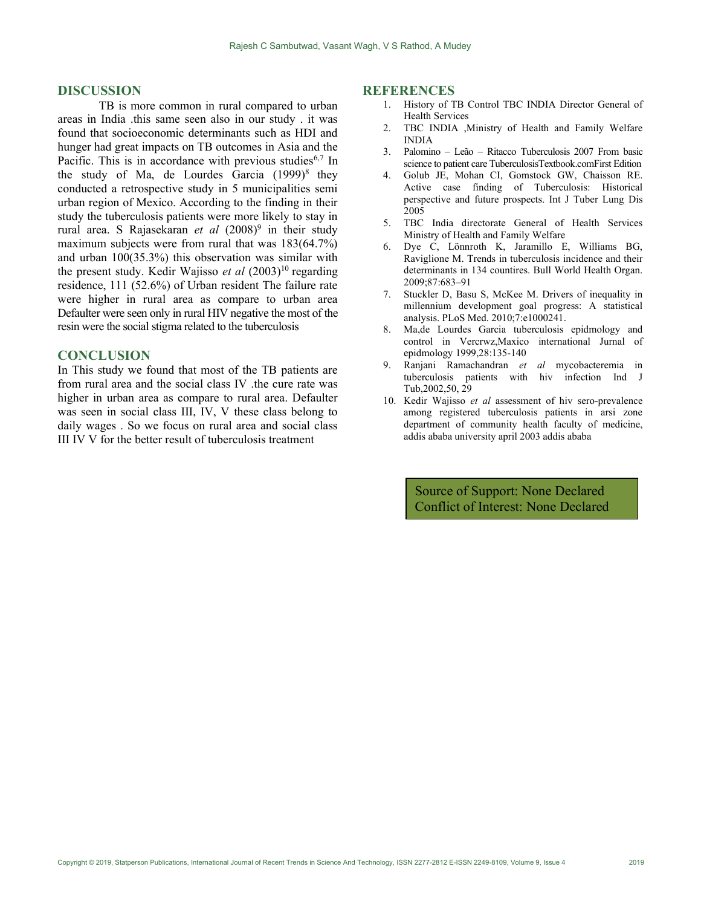## DISCUSSION

TB is more common in rural compared to urban areas in India .this same seen also in our study . it was found that socioeconomic determinants such as HDI and hunger had great impacts on TB outcomes in Asia and the Pacific. This is in accordance with previous studies[6,7] In the study of Ma, de Lourdes Garcia (1999)[8] they conducted a retrospective study in 5 municipalities semi urban region of Mexico. According to the finding in their study the tuberculosis patients were more likely to stay in rural area. S Rajasekaran *et al* (2008)[9] in their study maximum subjects were from rural that was 183(64.7%) and urban 100(35.3%) this observation was similar with the present study. Kedir Wajisso *et al* (2003)[10] regarding residence, 111 (52.6%) of Urban resident The failure rate were higher in rural area as compare to urban area Defaulter were seen only in rural HIV negative the most of the resin were the social stigma related to the tuberculosis

## CONCLUSION

In This study we found that most of the TB patients are from rural area and the social class IV .the cure rate was higher in urban area as compare to rural area. Defaulter was seen in social class III, IV, V these class belong to daily wages . So we focus on rural area and social class III IV V for the better result of tuberculosis treatment

## REFERENCES

1. History of TB Control TBC INDIA Director General of Health Services
2. TBC INDIA ,Ministry of Health and Family Welfare INDIA
3. Palomino – Leão – Ritacco Tuberculosis 2007 From basic science to patient care TuberculosisTextbook.comFirst Edition
4. Golub JE, Mohan CI, Gomstock GW, Chaisson RE. Active case finding of Tuberculosis: Historical perspective and future prospects. Int J Tuber Lung Dis 2005
5. TBC India directorate General of Health Services Ministry of Health and Family Welfare
6. Dye C, Lönnroth K, Jaramillo E, Williams BG, Raviglione M. Trends in tuberculosis incidence and their determinants in 134 countires. Bull World Health Organ. 2009;87:683–91
7. Stuckler D, Basu S, McKee M. Drivers of inequality in millennium development goal progress: A statistical analysis. PLoS Med. 2010;7:e1000241.
8. Ma,de Lourdes Garcia tuberculosis epidmology and control in Vercrwz,Maxico international Jurnal of epidmology 1999,28:135-140
9. Ranjani Ramachandran *et al* mycobacteremia in tuberculosis patients with hiv infection Ind J Tub,2002,50, 29
10. Kedir Wajisso *et al* assessment of hiv sero-prevalence among registered tuberculosis patients in arsi zone department of community health faculty of medicine, addis ababa university april 2003 addis ababa

Source of Support: None Declared
Conflict of Interest: None Declared